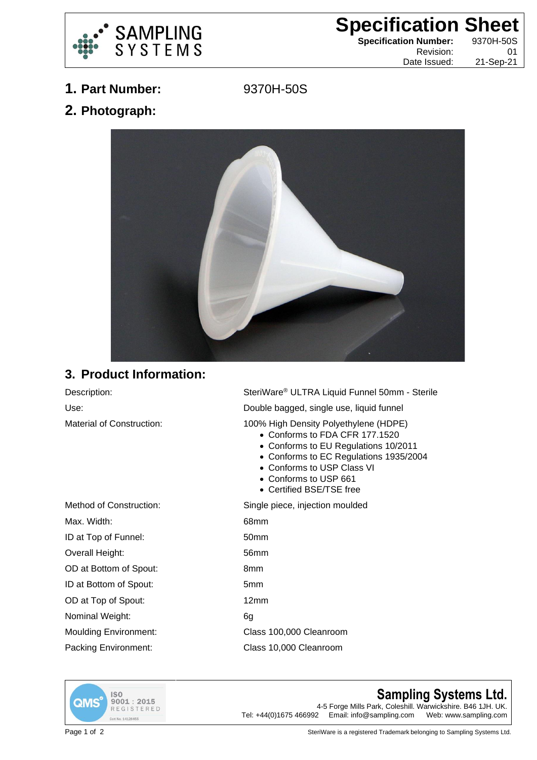# Specification Sheet

**Specification Number:** 9370H-50S
Revision: 01
Date Issued: 21-Sep-21

## 1. Part Number: 9370H-50S

## 2. Photograph:

## 3. Product Information:

| | |
|---|---|
| Description: | SteriWare® ULTRA Liquid Funnel 50mm - Sterile |
| Use: | Double bagged, single use, liquid funnel |
| Material of Construction: | 100% High Density Polyethylene (HDPE)<br>• Conforms to FDA CFR 177.1520<br>• Conforms to EU Regulations 10/2011<br>• Conforms to EC Regulations 1935/2004<br>• Conforms to USP Class VI<br>• Conforms to USP 661<br>• Certified BSE/TSE free |
| Method of Construction: | Single piece, injection moulded |
| Max. Width: | 68mm |
| ID at Top of Funnel: | 50mm |
| Overall Height: | 56mm |
| OD at Bottom of Spout: | 8mm |
| ID at Bottom of Spout: | 5mm |
| OD at Top of Spout: | 12mm |
| Nominal Weight: | 6g |
| Moulding Environment: | Class 100,000 Cleanroom |
| Packing Environment: | Class 10,000 Cleanroom |

QMS ISO 9001 : 2015 REGISTERED Cert No. 14128455

**Sampling Systems Ltd.**
4-5 Forge Mills Park, Coleshill. Warwickshire. B46 1JH. UK.
Tel: +44(0)1675 466992 Email: info@sampling.com Web: www.sampling.com

SteriWare is a registered Trademark belonging to Sampling Systems Ltd.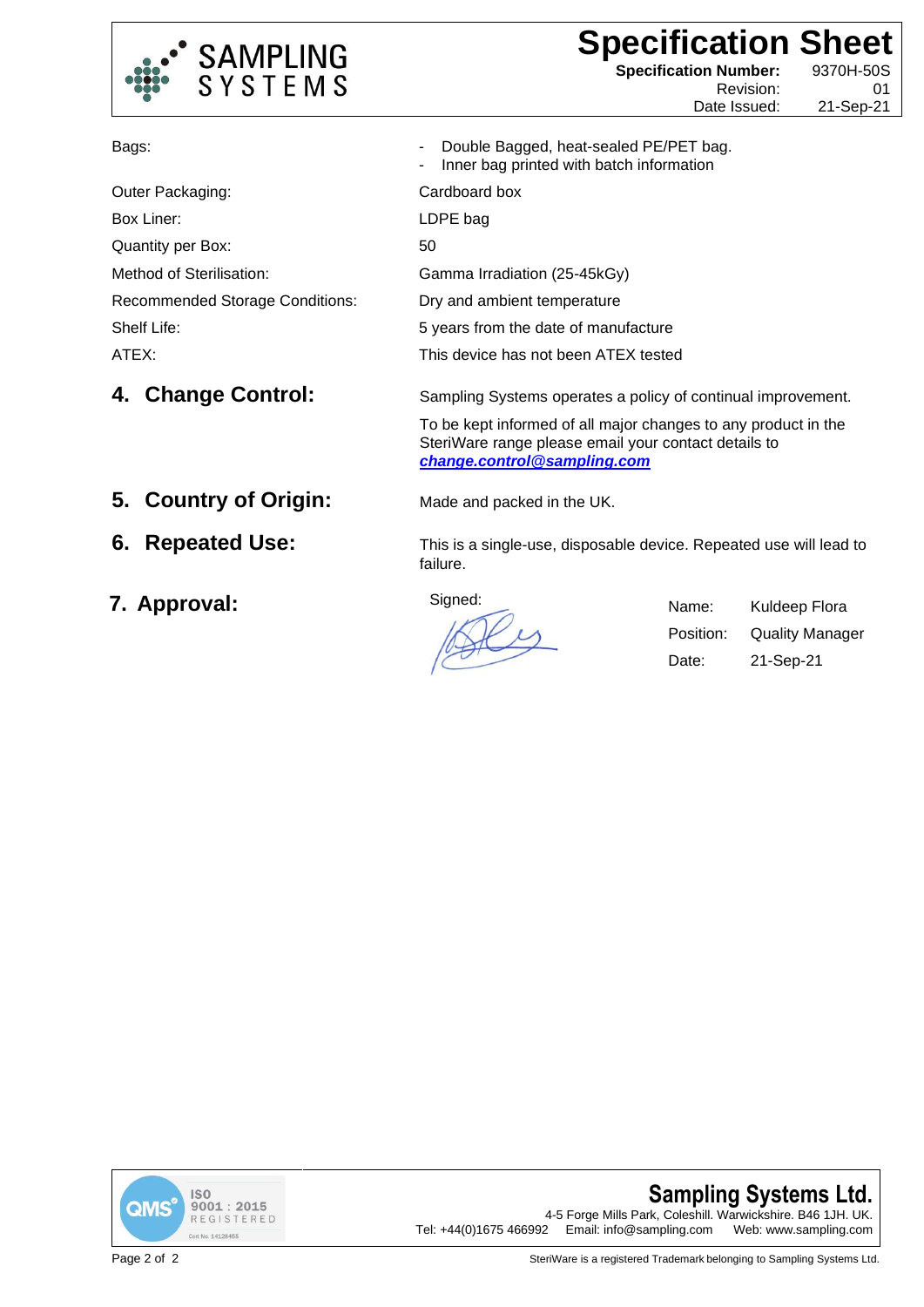| | |
|---|---|
| Bags: | - Double Bagged, heat-sealed PE/PET bag.<br>- Inner bag printed with batch information |
| Outer Packaging: | Cardboard box |
| Box Liner: | LDPE bag |
| Quantity per Box: | 50 |
| Method of Sterilisation: | Gamma Irradiation (25-45kGy) |
| Recommended Storage Conditions: | Dry and ambient temperature |
| Shelf Life: | 5 years from the date of manufacture |
| ATEX: | This device has not been ATEX tested |

## 4. Change Control:

Sampling Systems operates a policy of continual improvement.

To be kept informed of all major changes to any product in the SteriWare range please email your contact details to ***change.control@sampling.com***

## 5. Country of Origin:

Made and packed in the UK.

## 6. Repeated Use:

This is a single-use, disposable device. Repeated use will lead to failure.

## 7. Approval:

Signed:

| | |
|---|---|
| Name: | Kuldeep Flora |
| Position: | Quality Manager |
| Date: | 21-Sep-21 |